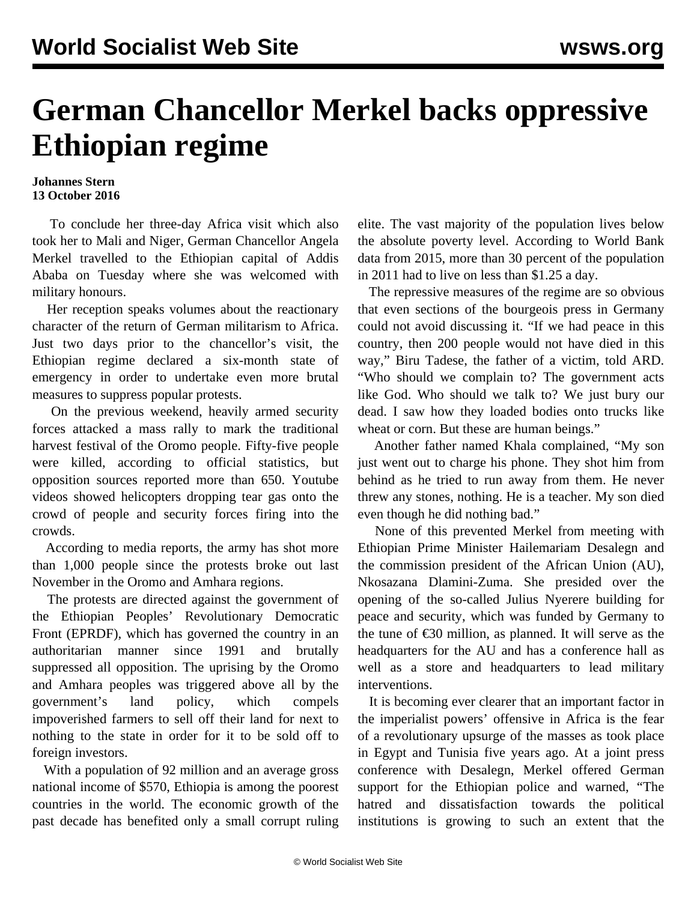# German Chancellor Merkel backs oppressive Ethiopian regime

**Johannes Stern**
**13 October 2016**

To conclude her three-day Africa visit which also took her to Mali and Niger, German Chancellor Angela Merkel travelled to the Ethiopian capital of Addis Ababa on Tuesday where she was welcomed with military honours.

Her reception speaks volumes about the reactionary character of the return of German militarism to Africa. Just two days prior to the chancellor's visit, the Ethiopian regime declared a six-month state of emergency in order to undertake even more brutal measures to suppress popular protests.

On the previous weekend, heavily armed security forces attacked a mass rally to mark the traditional harvest festival of the Oromo people. Fifty-five people were killed, according to official statistics, but opposition sources reported more than 650. Youtube videos showed helicopters dropping tear gas onto the crowd of people and security forces firing into the crowds.

According to media reports, the army has shot more than 1,000 people since the protests broke out last November in the Oromo and Amhara regions.

The protests are directed against the government of the Ethiopian Peoples' Revolutionary Democratic Front (EPRDF), which has governed the country in an authoritarian manner since 1991 and brutally suppressed all opposition. The uprising by the Oromo and Amhara peoples was triggered above all by the government's land policy, which compels impoverished farmers to sell off their land for next to nothing to the state in order for it to be sold off to foreign investors.

With a population of 92 million and an average gross national income of $570, Ethiopia is among the poorest countries in the world. The economic growth of the past decade has benefited only a small corrupt ruling elite. The vast majority of the population lives below the absolute poverty level. According to World Bank data from 2015, more than 30 percent of the population in 2011 had to live on less than $1.25 a day.

The repressive measures of the regime are so obvious that even sections of the bourgeois press in Germany could not avoid discussing it. "If we had peace in this country, then 200 people would not have died in this way," Biru Tadese, the father of a victim, told ARD. "Who should we complain to? The government acts like God. Who should we talk to? We just bury our dead. I saw how they loaded bodies onto trucks like wheat or corn. But these are human beings."

Another father named Khala complained, "My son just went out to charge his phone. They shot him from behind as he tried to run away from them. He never threw any stones, nothing. He is a teacher. My son died even though he did nothing bad."

None of this prevented Merkel from meeting with Ethiopian Prime Minister Hailemariam Desalegn and the commission president of the African Union (AU), Nkosazana Dlamini-Zuma. She presided over the opening of the so-called Julius Nyerere building for peace and security, which was funded by Germany to the tune of €30 million, as planned. It will serve as the headquarters for the AU and has a conference hall as well as a store and headquarters to lead military interventions.

It is becoming ever clearer that an important factor in the imperialist powers' offensive in Africa is the fear of a revolutionary upsurge of the masses as took place in Egypt and Tunisia five years ago. At a joint press conference with Desalegn, Merkel offered German support for the Ethiopian police and warned, "The hatred and dissatisfaction towards the political institutions is growing to such an extent that the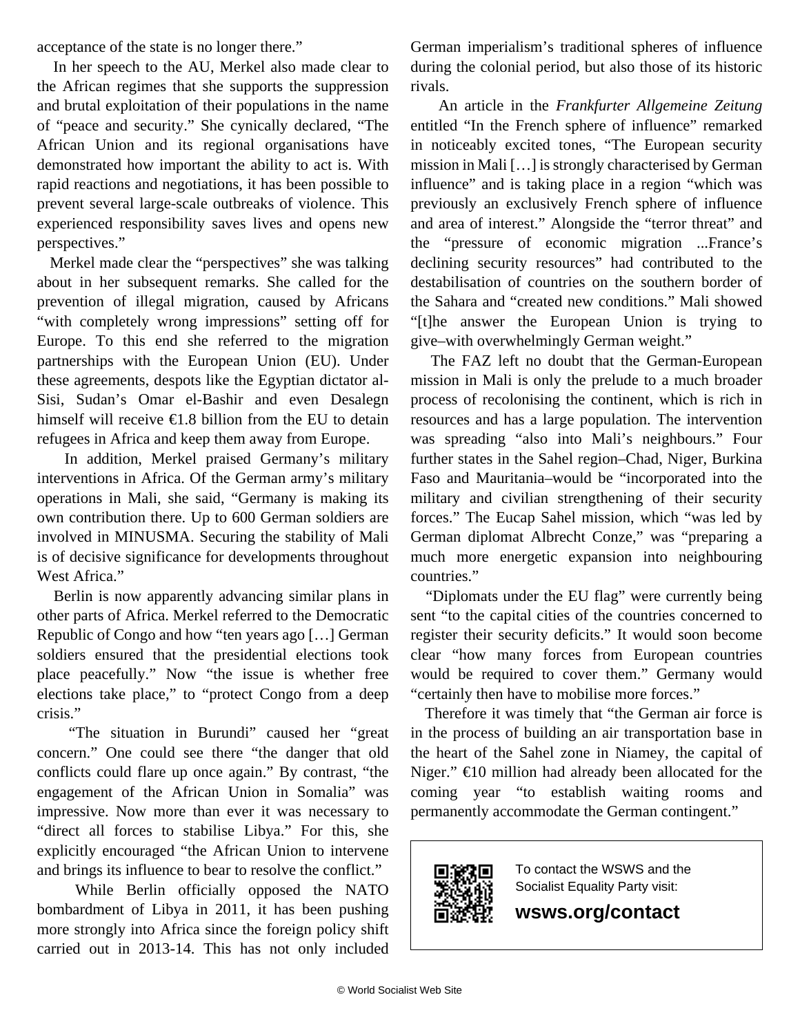acceptance of the state is no longer there."

In her speech to the AU, Merkel also made clear to the African regimes that she supports the suppression and brutal exploitation of their populations in the name of "peace and security." She cynically declared, "The African Union and its regional organisations have demonstrated how important the ability to act is. With rapid reactions and negotiations, it has been possible to prevent several large-scale outbreaks of violence. This experienced responsibility saves lives and opens new perspectives."

Merkel made clear the "perspectives" she was talking about in her subsequent remarks. She called for the prevention of illegal migration, caused by Africans "with completely wrong impressions" setting off for Europe. To this end she referred to the migration partnerships with the European Union (EU). Under these agreements, despots like the Egyptian dictator al-Sisi, Sudan's Omar el-Bashir and even Desalegn himself will receive €1.8 billion from the EU to detain refugees in Africa and keep them away from Europe.

In addition, Merkel praised Germany's military interventions in Africa. Of the German army's military operations in Mali, she said, "Germany is making its own contribution there. Up to 600 German soldiers are involved in MINUSMA. Securing the stability of Mali is of decisive significance for developments throughout West Africa."

Berlin is now apparently advancing similar plans in other parts of Africa. Merkel referred to the Democratic Republic of Congo and how "ten years ago […] German soldiers ensured that the presidential elections took place peacefully." Now "the issue is whether free elections take place," to "protect Congo from a deep crisis."

"The situation in Burundi" caused her "great concern." One could see there "the danger that old conflicts could flare up once again." By contrast, "the engagement of the African Union in Somalia" was impressive. Now more than ever it was necessary to "direct all forces to stabilise Libya." For this, she explicitly encouraged "the African Union to intervene and brings its influence to bear to resolve the conflict."

While Berlin officially opposed the NATO bombardment of Libya in 2011, it has been pushing more strongly into Africa since the foreign policy shift carried out in 2013-14. This has not only included German imperialism's traditional spheres of influence during the colonial period, but also those of its historic rivals.

An article in the *Frankfurter Allgemeine Zeitung* entitled "In the French sphere of influence" remarked in noticeably excited tones, "The European security mission in Mali […] is strongly characterised by German influence" and is taking place in a region "which was previously an exclusively French sphere of influence and area of interest." Alongside the "terror threat" and the "pressure of economic migration ...France's declining security resources" had contributed to the destabilisation of countries on the southern border of the Sahara and "created new conditions." Mali showed "[t]he answer the European Union is trying to give–with overwhelmingly German weight."

The FAZ left no doubt that the German-European mission in Mali is only the prelude to a much broader process of recolonising the continent, which is rich in resources and has a large population. The intervention was spreading "also into Mali's neighbours." Four further states in the Sahel region–Chad, Niger, Burkina Faso and Mauritania–would be "incorporated into the military and civilian strengthening of their security forces." The Eucap Sahel mission, which "was led by German diplomat Albrecht Conze," was "preparing a much more energetic expansion into neighbouring countries."

"Diplomats under the EU flag" were currently being sent "to the capital cities of the countries concerned to register their security deficits." It would soon become clear "how many forces from European countries would be required to cover them." Germany would "certainly then have to mobilise more forces."

Therefore it was timely that "the German air force is in the process of building an air transportation base in the heart of the Sahel zone in Niamey, the capital of Niger." €10 million had already been allocated for the coming year "to establish waiting rooms and permanently accommodate the German contingent."

To contact the WSWS and the Socialist Equality Party visit:

**wsws.org/contact**